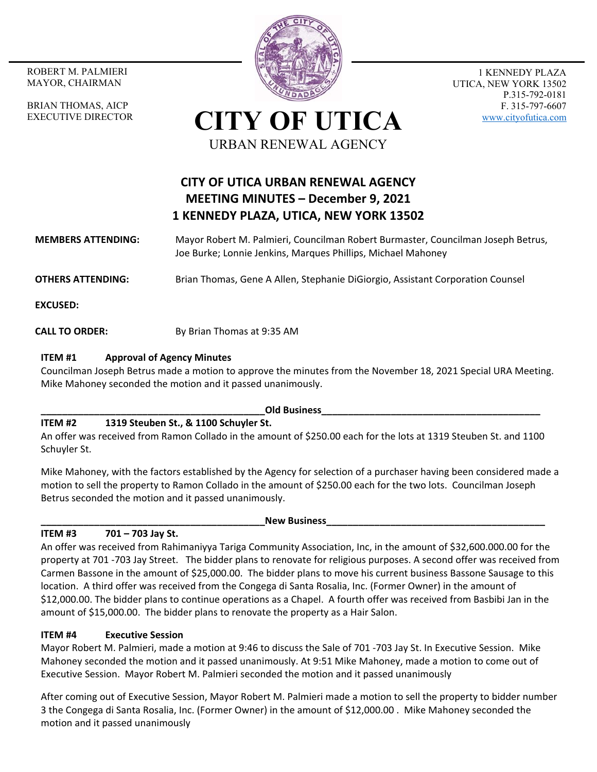ROBERT M. PALMIERI
MAYOR, CHAIRMAN

BRIAN THOMAS, AICP
EXECUTIVE DIRECTOR

# CITY OF UTICA

URBAN RENEWAL AGENCY

1 KENNEDY PLAZA
UTICA, NEW YORK 13502
P.315-792-0181
F. 315-797-6607
www.cityofutica.com

## CITY OF UTICA URBAN RENEWAL AGENCY
## MEETING MINUTES – December 9, 2021
## 1 KENNEDY PLAZA, UTICA, NEW YORK 13502

**MEMBERS ATTENDING:** Mayor Robert M. Palmieri, Councilman Robert Burmaster, Councilman Joseph Betrus, Joe Burke; Lonnie Jenkins, Marques Phillips, Michael Mahoney

**OTHERS ATTENDING:** Brian Thomas, Gene A Allen, Stephanie DiGiorgio, Assistant Corporation Counsel

**EXCUSED:**

**CALL TO ORDER:** By Brian Thomas at 9:35 AM

**ITEM #1 Approval of Agency Minutes**

Councilman Joseph Betrus made a motion to approve the minutes from the November 18, 2021 Special URA Meeting. Mike Mahoney seconded the motion and it passed unanimously.

**Old Business**

**ITEM #2 1319 Steuben St., & 1100 Schuyler St.**

An offer was received from Ramon Collado in the amount of $250.00 each for the lots at 1319 Steuben St. and 1100 Schuyler St.

Mike Mahoney, with the factors established by the Agency for selection of a purchaser having been considered made a motion to sell the property to Ramon Collado in the amount of $250.00 each for the two lots. Councilman Joseph Betrus seconded the motion and it passed unanimously.

**New Business**

**ITEM #3 701 – 703 Jay St.**

An offer was received from Rahimaniyya Tariga Community Association, Inc, in the amount of $32,600.000.00 for the property at 701 -703 Jay Street. The bidder plans to renovate for religious purposes. A second offer was received from Carmen Bassone in the amount of $25,000.00. The bidder plans to move his current business Bassone Sausage to this location. A third offer was received from the Congega di Santa Rosalia, Inc. (Former Owner) in the amount of $12,000.00. The bidder plans to continue operations as a Chapel. A fourth offer was received from Basbibi Jan in the amount of $15,000.00. The bidder plans to renovate the property as a Hair Salon.

**ITEM #4 Executive Session**

Mayor Robert M. Palmieri, made a motion at 9:46 to discuss the Sale of 701 -703 Jay St. In Executive Session. Mike Mahoney seconded the motion and it passed unanimously. At 9:51 Mike Mahoney, made a motion to come out of Executive Session. Mayor Robert M. Palmieri seconded the motion and it passed unanimously

After coming out of Executive Session, Mayor Robert M. Palmieri made a motion to sell the property to bidder number 3 the Congega di Santa Rosalia, Inc. (Former Owner) in the amount of $12,000.00 . Mike Mahoney seconded the motion and it passed unanimously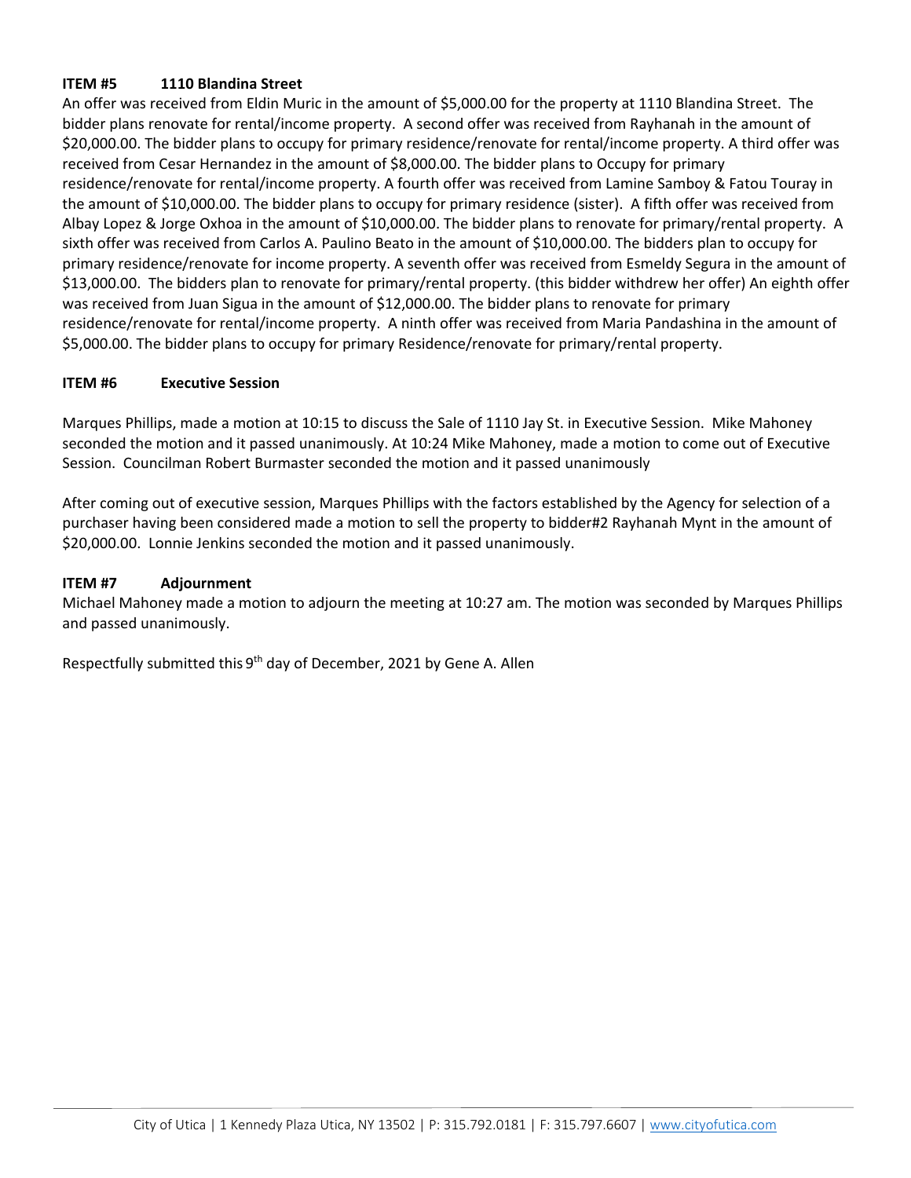**ITEM #5 1110 Blandina Street**

An offer was received from Eldin Muric in the amount of $5,000.00 for the property at 1110 Blandina Street. The bidder plans renovate for rental/income property. A second offer was received from Rayhanah in the amount of $20,000.00. The bidder plans to occupy for primary residence/renovate for rental/income property. A third offer was received from Cesar Hernandez in the amount of $8,000.00. The bidder plans to Occupy for primary residence/renovate for rental/income property. A fourth offer was received from Lamine Samboy & Fatou Touray in the amount of $10,000.00. The bidder plans to occupy for primary residence (sister). A fifth offer was received from Albay Lopez & Jorge Oxhoa in the amount of $10,000.00. The bidder plans to renovate for primary/rental property. A sixth offer was received from Carlos A. Paulino Beato in the amount of $10,000.00. The bidders plan to occupy for primary residence/renovate for income property. A seventh offer was received from Esmeldy Segura in the amount of $13,000.00. The bidders plan to renovate for primary/rental property. (this bidder withdrew her offer) An eighth offer was received from Juan Sigua in the amount of $12,000.00. The bidder plans to renovate for primary residence/renovate for rental/income property. A ninth offer was received from Maria Pandashina in the amount of $5,000.00. The bidder plans to occupy for primary Residence/renovate for primary/rental property.

**ITEM #6 Executive Session**

Marques Phillips, made a motion at 10:15 to discuss the Sale of 1110 Jay St. in Executive Session. Mike Mahoney seconded the motion and it passed unanimously. At 10:24 Mike Mahoney, made a motion to come out of Executive Session. Councilman Robert Burmaster seconded the motion and it passed unanimously

After coming out of executive session, Marques Phillips with the factors established by the Agency for selection of a purchaser having been considered made a motion to sell the property to bidder#2 Rayhanah Mynt in the amount of $20,000.00. Lonnie Jenkins seconded the motion and it passed unanimously.

**ITEM #7 Adjournment**

Michael Mahoney made a motion to adjourn the meeting at 10:27 am. The motion was seconded by Marques Phillips and passed unanimously.

Respectfully submitted this 9th day of December, 2021 by Gene A. Allen